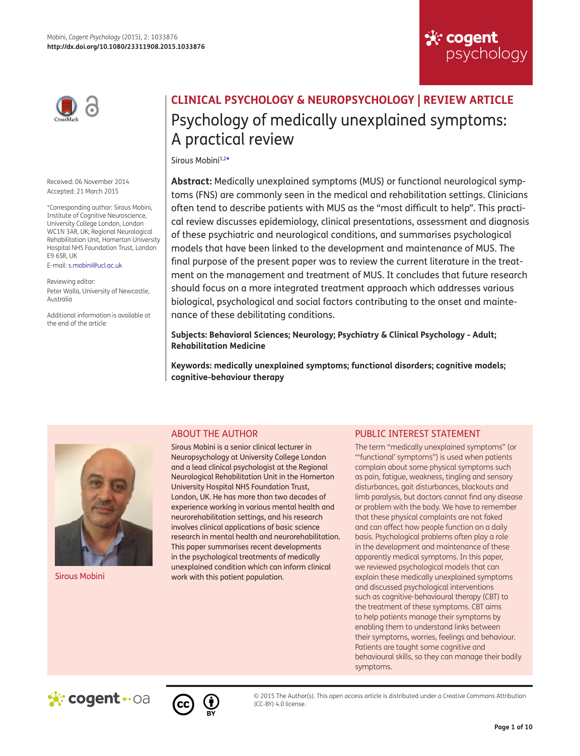CLINICAL PSYCHOLOGY & NEUROPSYCHOLOGY | REVIEW ARTICLE

# Psychology of medically unexplained symptoms: A practical review

Sirous Mobini[1,2*]

Received: 06 November 2014
Accepted: 21 March 2015

*Corresponding author: Sirous Mobini, Institute of Cognitive Neuroscience, University College London, London WC1N 3AR, UK; Regional Neurological Rehabilitation Unit, Homerton University Hospital NHS Foundation Trust, London E9 6SR, UK
E-mail: s.mobini@ucl.ac.uk

Reviewing editor:
Peter Walla, University of Newcastle, Australia

Additional information is available at the end of the article

**Abstract:** Medically unexplained symptoms (MUS) or functional neurological symptoms (FNS) are commonly seen in the medical and rehabilitation settings. Clinicians often tend to describe patients with MUS as the "most difficult to help". This practical review discusses epidemiology, clinical presentations, assessment and diagnosis of these psychiatric and neurological conditions, and summarises psychological models that have been linked to the development and maintenance of MUS. The final purpose of the present paper was to review the current literature in the treatment on the management and treatment of MUS. It concludes that future research should focus on a more integrated treatment approach which addresses various biological, psychological and social factors contributing to the onset and maintenance of these debilitating conditions.

**Subjects: Behavioral Sciences; Neurology; Psychiatry & Clinical Psychology - Adult; Rehabilitation Medicine**

**Keywords: medically unexplained symptoms; functional disorders; cognitive models; cognitive-behaviour therapy**

## ABOUT THE AUTHOR

Sirous Mobini

Sirous Mobini is a senior clinical lecturer in Neuropsychology at University College London and a lead clinical psychologist at the Regional Neurological Rehabilitation Unit in the Homerton University Hospital NHS Foundation Trust, London, UK. He has more than two decades of experience working in various mental health and neurorehabilitation settings, and his research involves clinical applications of basic science research in mental health and neurorehabilitation. This paper summarises recent developments in the psychological treatments of medically unexplained condition which can inform clinical work with this patient population.

## PUBLIC INTEREST STATEMENT

The term "medically unexplained symptoms" (or "'functional' symptoms") is used when patients complain about some physical symptoms such as pain, fatigue, weakness, tingling and sensory disturbances, gait disturbances, blackouts and limb paralysis, but doctors cannot find any disease or problem with the body. We have to remember that these physical complaints are not faked and can affect how people function on a daily basis. Psychological problems often play a role in the development and maintenance of these apparently medical symptoms. In this paper, we reviewed psychological models that can explain these medically unexplained symptoms and discussed psychological interventions such as cognitive-behavioural therapy (CBT) to the treatment of these symptoms. CBT aims to help patients manage their symptoms by enabling them to understand links between their symptoms, worries, feelings and behaviour. Patients are taught some cognitive and behavioural skills, so they can manage their bodily symptoms.

© 2015 The Author(s). This open access article is distributed under a Creative Commons Attribution (CC-BY) 4.0 license.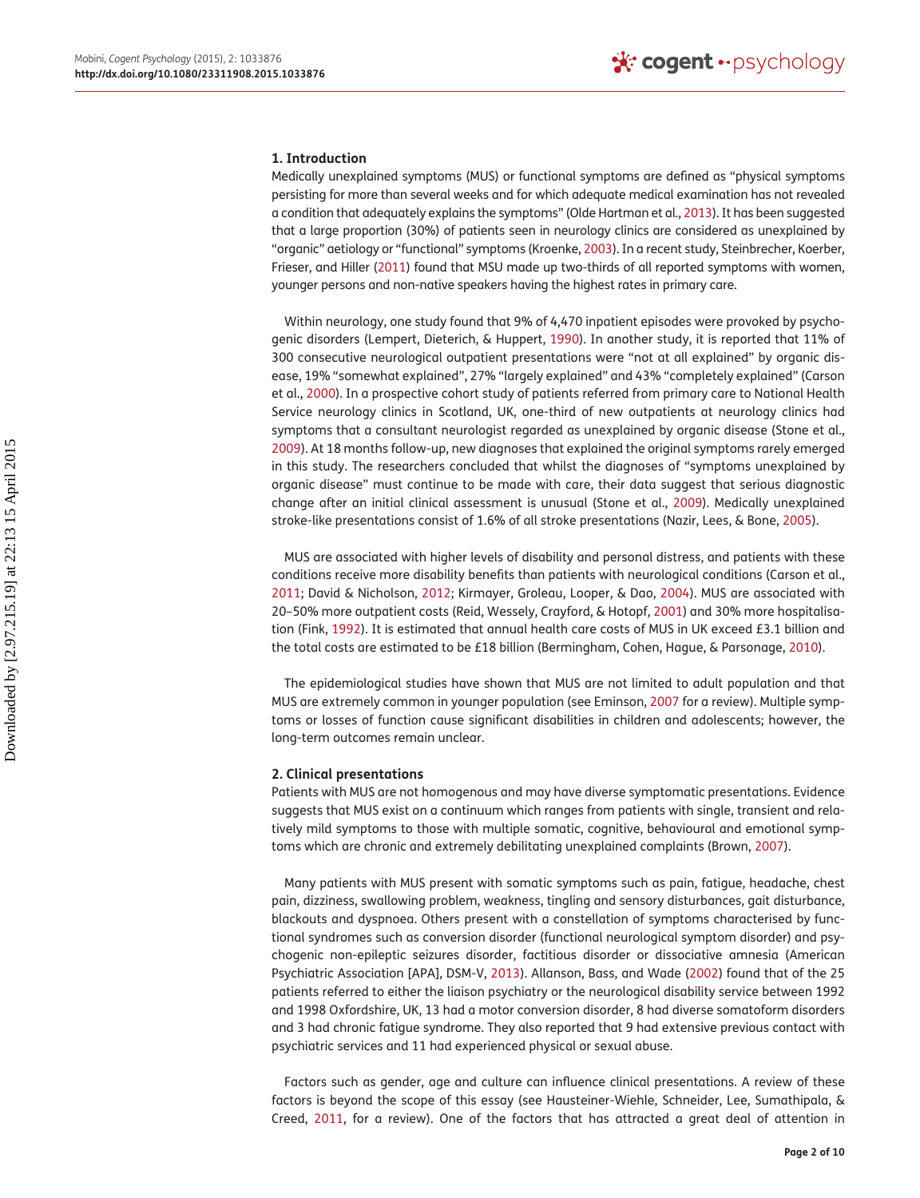## 1. Introduction

Medically unexplained symptoms (MUS) or functional symptoms are defined as "physical symptoms persisting for more than several weeks and for which adequate medical examination has not revealed a condition that adequately explains the symptoms" (Olde Hartman et al., 2013). It has been suggested that a large proportion (30%) of patients seen in neurology clinics are considered as unexplained by "organic" aetiology or "functional" symptoms (Kroenke, 2003). In a recent study, Steinbrecher, Koerber, Frieser, and Hiller (2011) found that MSU made up two-thirds of all reported symptoms with women, younger persons and non-native speakers having the highest rates in primary care.

Within neurology, one study found that 9% of 4,470 inpatient episodes were provoked by psychogenic disorders (Lempert, Dieterich, & Huppert, 1990). In another study, it is reported that 11% of 300 consecutive neurological outpatient presentations were "not at all explained" by organic disease, 19% "somewhat explained", 27% "largely explained" and 43% "completely explained" (Carson et al., 2000). In a prospective cohort study of patients referred from primary care to National Health Service neurology clinics in Scotland, UK, one-third of new outpatients at neurology clinics had symptoms that a consultant neurologist regarded as unexplained by organic disease (Stone et al., 2009). At 18 months follow-up, new diagnoses that explained the original symptoms rarely emerged in this study. The researchers concluded that whilst the diagnoses of "symptoms unexplained by organic disease" must continue to be made with care, their data suggest that serious diagnostic change after an initial clinical assessment is unusual (Stone et al., 2009). Medically unexplained stroke-like presentations consist of 1.6% of all stroke presentations (Nazir, Lees, & Bone, 2005).

MUS are associated with higher levels of disability and personal distress, and patients with these conditions receive more disability benefits than patients with neurological conditions (Carson et al., 2011; David & Nicholson, 2012; Kirmayer, Groleau, Looper, & Dao, 2004). MUS are associated with 20–50% more outpatient costs (Reid, Wessely, Crayford, & Hotopf, 2001) and 30% more hospitalisation (Fink, 1992). It is estimated that annual health care costs of MUS in UK exceed £3.1 billion and the total costs are estimated to be £18 billion (Bermingham, Cohen, Hague, & Parsonage, 2010).

The epidemiological studies have shown that MUS are not limited to adult population and that MUS are extremely common in younger population (see Eminson, 2007 for a review). Multiple symptoms or losses of function cause significant disabilities in children and adolescents; however, the long-term outcomes remain unclear.

## 2. Clinical presentations

Patients with MUS are not homogenous and may have diverse symptomatic presentations. Evidence suggests that MUS exist on a continuum which ranges from patients with single, transient and relatively mild symptoms to those with multiple somatic, cognitive, behavioural and emotional symptoms which are chronic and extremely debilitating unexplained complaints (Brown, 2007).

Many patients with MUS present with somatic symptoms such as pain, fatigue, headache, chest pain, dizziness, swallowing problem, weakness, tingling and sensory disturbances, gait disturbance, blackouts and dyspnoea. Others present with a constellation of symptoms characterised by functional syndromes such as conversion disorder (functional neurological symptom disorder) and psychogenic non-epileptic seizures disorder, factitious disorder or dissociative amnesia (American Psychiatric Association [APA], DSM-V, 2013). Allanson, Bass, and Wade (2002) found that of the 25 patients referred to either the liaison psychiatry or the neurological disability service between 1992 and 1998 Oxfordshire, UK, 13 had a motor conversion disorder, 8 had diverse somatoform disorders and 3 had chronic fatigue syndrome. They also reported that 9 had extensive previous contact with psychiatric services and 11 had experienced physical or sexual abuse.

Factors such as gender, age and culture can influence clinical presentations. A review of these factors is beyond the scope of this essay (see Hausteiner-Wiehle, Schneider, Lee, Sumathipala, & Creed, 2011, for a review). One of the factors that has attracted a great deal of attention in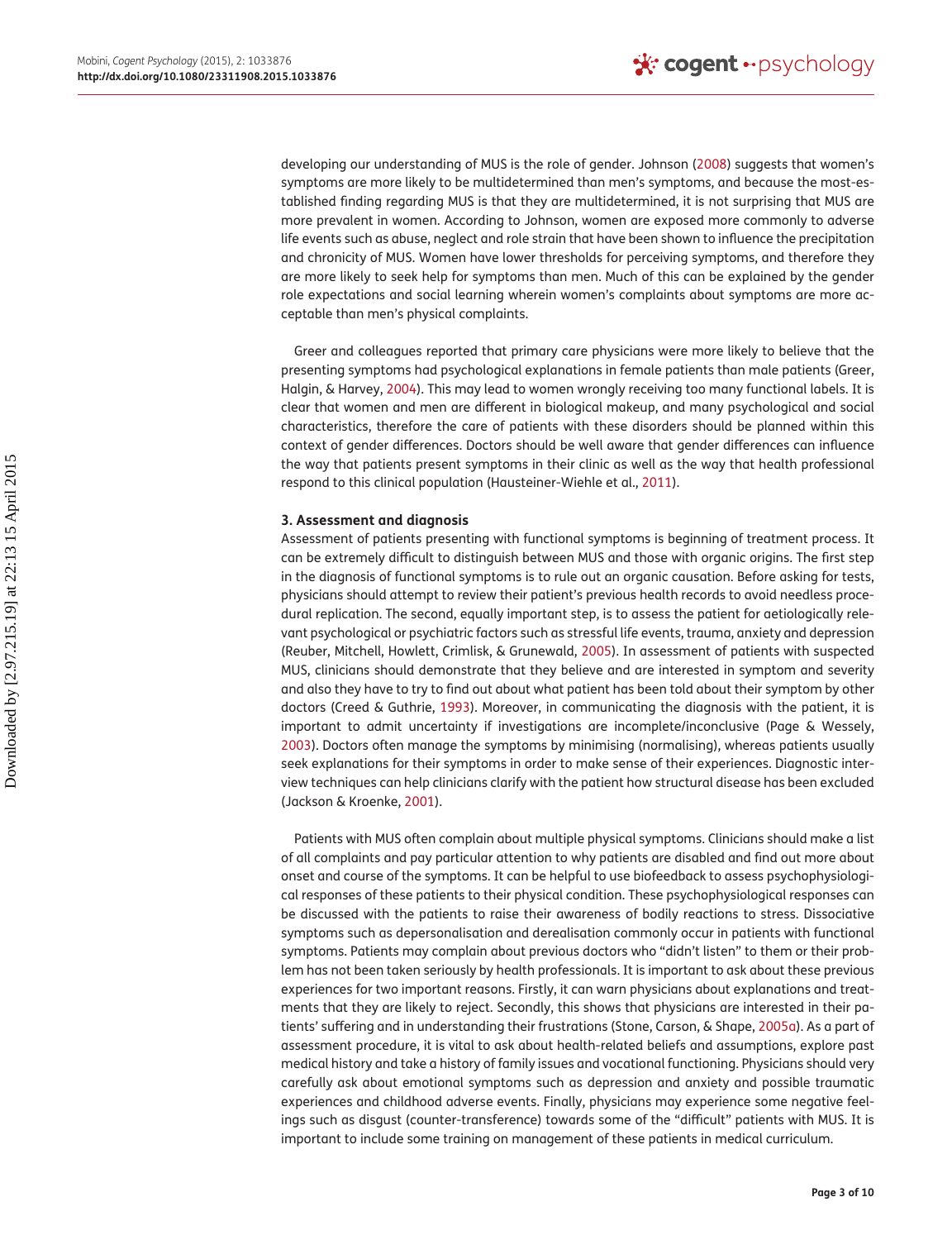developing our understanding of MUS is the role of gender. Johnson (2008) suggests that women's symptoms are more likely to be multidetermined than men's symptoms, and because the most-established finding regarding MUS is that they are multidetermined, it is not surprising that MUS are more prevalent in women. According to Johnson, women are exposed more commonly to adverse life events such as abuse, neglect and role strain that have been shown to influence the precipitation and chronicity of MUS. Women have lower thresholds for perceiving symptoms, and therefore they are more likely to seek help for symptoms than men. Much of this can be explained by the gender role expectations and social learning wherein women's complaints about symptoms are more acceptable than men's physical complaints.

Greer and colleagues reported that primary care physicians were more likely to believe that the presenting symptoms had psychological explanations in female patients than male patients (Greer, Halgin, & Harvey, 2004). This may lead to women wrongly receiving too many functional labels. It is clear that women and men are different in biological makeup, and many psychological and social characteristics, therefore the care of patients with these disorders should be planned within this context of gender differences. Doctors should be well aware that gender differences can influence the way that patients present symptoms in their clinic as well as the way that health professional respond to this clinical population (Hausteiner-Wiehle et al., 2011).

### 3. Assessment and diagnosis

Assessment of patients presenting with functional symptoms is beginning of treatment process. It can be extremely difficult to distinguish between MUS and those with organic origins. The first step in the diagnosis of functional symptoms is to rule out an organic causation. Before asking for tests, physicians should attempt to review their patient's previous health records to avoid needless procedural replication. The second, equally important step, is to assess the patient for aetiologically relevant psychological or psychiatric factors such as stressful life events, trauma, anxiety and depression (Reuber, Mitchell, Howlett, Crimlisk, & Grunewald, 2005). In assessment of patients with suspected MUS, clinicians should demonstrate that they believe and are interested in symptom and severity and also they have to try to find out about what patient has been told about their symptom by other doctors (Creed & Guthrie, 1993). Moreover, in communicating the diagnosis with the patient, it is important to admit uncertainty if investigations are incomplete/inconclusive (Page & Wessely, 2003). Doctors often manage the symptoms by minimising (normalising), whereas patients usually seek explanations for their symptoms in order to make sense of their experiences. Diagnostic interview techniques can help clinicians clarify with the patient how structural disease has been excluded (Jackson & Kroenke, 2001).

Patients with MUS often complain about multiple physical symptoms. Clinicians should make a list of all complaints and pay particular attention to why patients are disabled and find out more about onset and course of the symptoms. It can be helpful to use biofeedback to assess psychophysiological responses of these patients to their physical condition. These psychophysiological responses can be discussed with the patients to raise their awareness of bodily reactions to stress. Dissociative symptoms such as depersonalisation and derealisation commonly occur in patients with functional symptoms. Patients may complain about previous doctors who "didn't listen" to them or their problem has not been taken seriously by health professionals. It is important to ask about these previous experiences for two important reasons. Firstly, it can warn physicians about explanations and treatments that they are likely to reject. Secondly, this shows that physicians are interested in their patients' suffering and in understanding their frustrations (Stone, Carson, & Shape, 2005a). As a part of assessment procedure, it is vital to ask about health-related beliefs and assumptions, explore past medical history and take a history of family issues and vocational functioning. Physicians should very carefully ask about emotional symptoms such as depression and anxiety and possible traumatic experiences and childhood adverse events. Finally, physicians may experience some negative feelings such as disgust (counter-transference) towards some of the "difficult" patients with MUS. It is important to include some training on management of these patients in medical curriculum.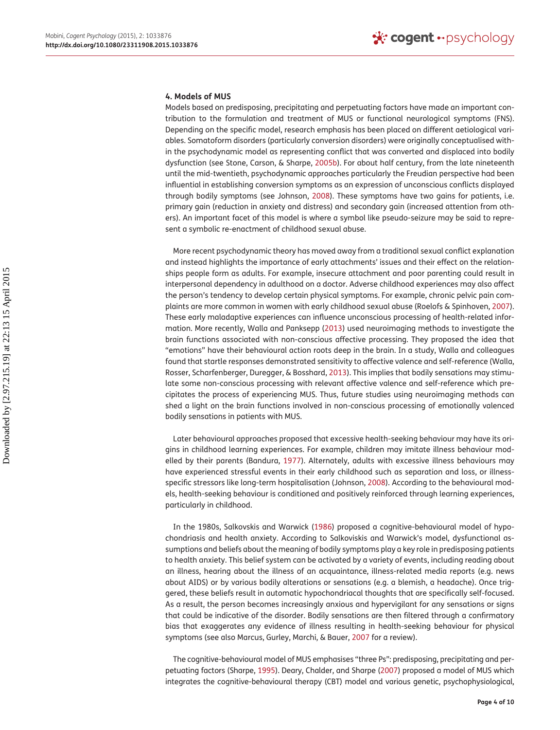### 4. Models of MUS

Models based on predisposing, precipitating and perpetuating factors have made an important contribution to the formulation and treatment of MUS or functional neurological symptoms (FNS). Depending on the specific model, research emphasis has been placed on different aetiological variables. Somatoform disorders (particularly conversion disorders) were originally conceptualised within the psychodynamic model as representing conflict that was converted and displaced into bodily dysfunction (see Stone, Carson, & Sharpe, 2005b). For about half century, from the late nineteenth until the mid-twentieth, psychodynamic approaches particularly the Freudian perspective had been influential in establishing conversion symptoms as an expression of unconscious conflicts displayed through bodily symptoms (see Johnson, 2008). These symptoms have two gains for patients, i.e. primary gain (reduction in anxiety and distress) and secondary gain (increased attention from others). An important facet of this model is where a symbol like pseudo-seizure may be said to represent a symbolic re-enactment of childhood sexual abuse.

More recent psychodynamic theory has moved away from a traditional sexual conflict explanation and instead highlights the importance of early attachments' issues and their effect on the relationships people form as adults. For example, insecure attachment and poor parenting could result in interpersonal dependency in adulthood on a doctor. Adverse childhood experiences may also affect the person's tendency to develop certain physical symptoms. For example, chronic pelvic pain complaints are more common in women with early childhood sexual abuse (Roelofs & Spinhoven, 2007). These early maladaptive experiences can influence unconscious processing of health-related information. More recently, Walla and Panksepp (2013) used neuroimaging methods to investigate the brain functions associated with non-conscious affective processing. They proposed the idea that "emotions" have their behavioural action roots deep in the brain. In a study, Walla and colleagues found that startle responses demonstrated sensitivity to affective valence and self-reference (Walla, Rosser, Scharfenberger, Duregger, & Bosshard, 2013). This implies that bodily sensations may stimulate some non-conscious processing with relevant affective valence and self-reference which precipitates the process of experiencing MUS. Thus, future studies using neuroimaging methods can shed a light on the brain functions involved in non-conscious processing of emotionally valenced bodily sensations in patients with MUS.

Later behavioural approaches proposed that excessive health-seeking behaviour may have its origins in childhood learning experiences. For example, children may imitate illness behaviour modelled by their parents (Bandura, 1977). Alternately, adults with excessive illness behaviours may have experienced stressful events in their early childhood such as separation and loss, or illness-specific stressors like long-term hospitalisation (Johnson, 2008). According to the behavioural models, health-seeking behaviour is conditioned and positively reinforced through learning experiences, particularly in childhood.

In the 1980s, Salkovskis and Warwick (1986) proposed a cognitive-behavioural model of hypochondriasis and health anxiety. According to Salkoviskis and Warwick's model, dysfunctional assumptions and beliefs about the meaning of bodily symptoms play a key role in predisposing patients to health anxiety. This belief system can be activated by a variety of events, including reading about an illness, hearing about the illness of an acquaintance, illness-related media reports (e.g. news about AIDS) or by various bodily alterations or sensations (e.g. a blemish, a headache). Once triggered, these beliefs result in automatic hypochondriacal thoughts that are specifically self-focused. As a result, the person becomes increasingly anxious and hypervigilant for any sensations or signs that could be indicative of the disorder. Bodily sensations are then filtered through a confirmatory bias that exaggerates any evidence of illness resulting in health-seeking behaviour for physical symptoms (see also Marcus, Gurley, Marchi, & Bauer, 2007 for a review).

The cognitive-behavioural model of MUS emphasises "three Ps": predisposing, precipitating and perpetuating factors (Sharpe, 1995). Deary, Chalder, and Sharpe (2007) proposed a model of MUS which integrates the cognitive-behavioural therapy (CBT) model and various genetic, psychophysiological,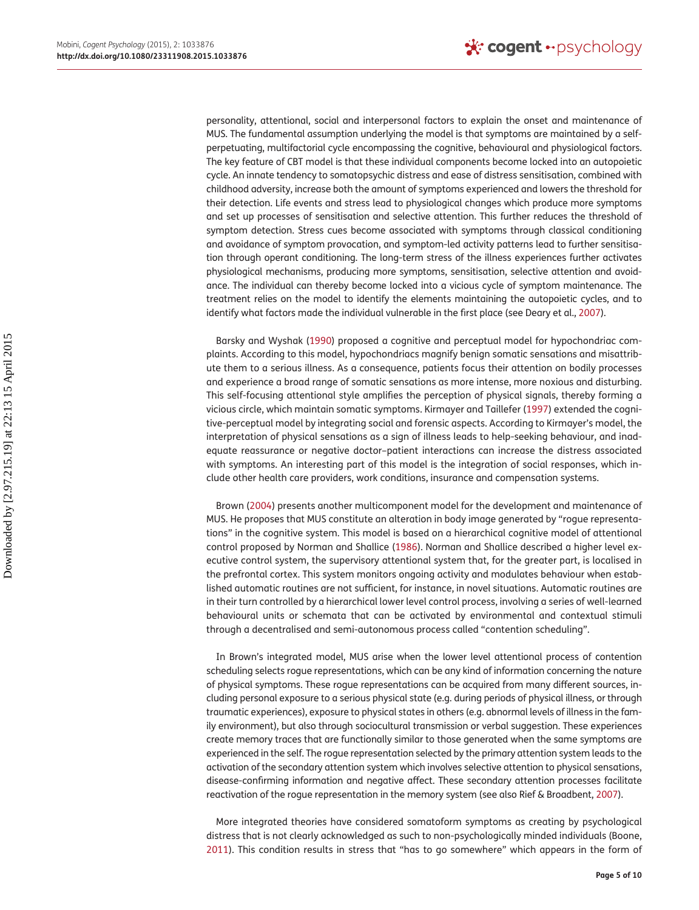personality, attentional, social and interpersonal factors to explain the onset and maintenance of MUS. The fundamental assumption underlying the model is that symptoms are maintained by a self-perpetuating, multifactorial cycle encompassing the cognitive, behavioural and physiological factors. The key feature of CBT model is that these individual components become locked into an autopoietic cycle. An innate tendency to somatopsychic distress and ease of distress sensitisation, combined with childhood adversity, increase both the amount of symptoms experienced and lowers the threshold for their detection. Life events and stress lead to physiological changes which produce more symptoms and set up processes of sensitisation and selective attention. This further reduces the threshold of symptom detection. Stress cues become associated with symptoms through classical conditioning and avoidance of symptom provocation, and symptom-led activity patterns lead to further sensitisation through operant conditioning. The long-term stress of the illness experiences further activates physiological mechanisms, producing more symptoms, sensitisation, selective attention and avoidance. The individual can thereby become locked into a vicious cycle of symptom maintenance. The treatment relies on the model to identify the elements maintaining the autopoietic cycles, and to identify what factors made the individual vulnerable in the first place (see Deary et al., 2007).

Barsky and Wyshak (1990) proposed a cognitive and perceptual model for hypochondriac complaints. According to this model, hypochondriacs magnify benign somatic sensations and misattribute them to a serious illness. As a consequence, patients focus their attention on bodily processes and experience a broad range of somatic sensations as more intense, more noxious and disturbing. This self-focusing attentional style amplifies the perception of physical signals, thereby forming a vicious circle, which maintain somatic symptoms. Kirmayer and Taillefer (1997) extended the cognitive-perceptual model by integrating social and forensic aspects. According to Kirmayer's model, the interpretation of physical sensations as a sign of illness leads to help-seeking behaviour, and inadequate reassurance or negative doctor–patient interactions can increase the distress associated with symptoms. An interesting part of this model is the integration of social responses, which include other health care providers, work conditions, insurance and compensation systems.

Brown (2004) presents another multicomponent model for the development and maintenance of MUS. He proposes that MUS constitute an alteration in body image generated by "rogue representations" in the cognitive system. This model is based on a hierarchical cognitive model of attentional control proposed by Norman and Shallice (1986). Norman and Shallice described a higher level executive control system, the supervisory attentional system that, for the greater part, is localised in the prefrontal cortex. This system monitors ongoing activity and modulates behaviour when established automatic routines are not sufficient, for instance, in novel situations. Automatic routines are in their turn controlled by a hierarchical lower level control process, involving a series of well-learned behavioural units or schemata that can be activated by environmental and contextual stimuli through a decentralised and semi-autonomous process called "contention scheduling".

In Brown's integrated model, MUS arise when the lower level attentional process of contention scheduling selects rogue representations, which can be any kind of information concerning the nature of physical symptoms. These rogue representations can be acquired from many different sources, including personal exposure to a serious physical state (e.g. during periods of physical illness, or through traumatic experiences), exposure to physical states in others (e.g. abnormal levels of illness in the family environment), but also through sociocultural transmission or verbal suggestion. These experiences create memory traces that are functionally similar to those generated when the same symptoms are experienced in the self. The rogue representation selected by the primary attention system leads to the activation of the secondary attention system which involves selective attention to physical sensations, disease-confirming information and negative affect. These secondary attention processes facilitate reactivation of the rogue representation in the memory system (see also Rief & Broadbent, 2007).

More integrated theories have considered somatoform symptoms as creating by psychological distress that is not clearly acknowledged as such to non-psychologically minded individuals (Boone, 2011). This condition results in stress that "has to go somewhere" which appears in the form of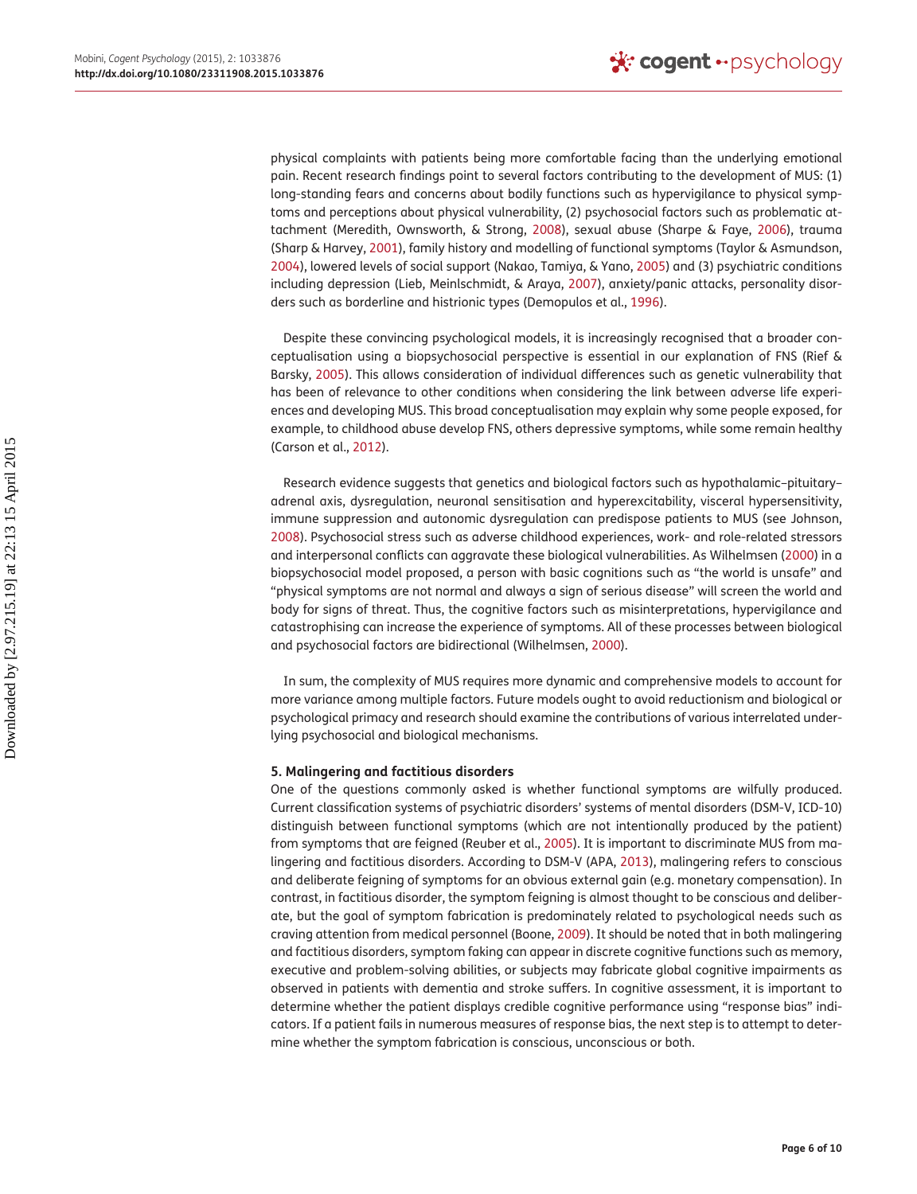physical complaints with patients being more comfortable facing than the underlying emotional pain. Recent research findings point to several factors contributing to the development of MUS: (1) long-standing fears and concerns about bodily functions such as hypervigilance to physical symptoms and perceptions about physical vulnerability, (2) psychosocial factors such as problematic attachment (Meredith, Ownsworth, & Strong, 2008), sexual abuse (Sharpe & Faye, 2006), trauma (Sharp & Harvey, 2001), family history and modelling of functional symptoms (Taylor & Asmundson, 2004), lowered levels of social support (Nakao, Tamiya, & Yano, 2005) and (3) psychiatric conditions including depression (Lieb, Meinlschmidt, & Araya, 2007), anxiety/panic attacks, personality disorders such as borderline and histrionic types (Demopulos et al., 1996).

Despite these convincing psychological models, it is increasingly recognised that a broader conceptualisation using a biopsychosocial perspective is essential in our explanation of FNS (Rief & Barsky, 2005). This allows consideration of individual differences such as genetic vulnerability that has been of relevance to other conditions when considering the link between adverse life experiences and developing MUS. This broad conceptualisation may explain why some people exposed, for example, to childhood abuse develop FNS, others depressive symptoms, while some remain healthy (Carson et al., 2012).

Research evidence suggests that genetics and biological factors such as hypothalamic–pituitary–adrenal axis, dysregulation, neuronal sensitisation and hyperexcitability, visceral hypersensitivity, immune suppression and autonomic dysregulation can predispose patients to MUS (see Johnson, 2008). Psychosocial stress such as adverse childhood experiences, work- and role-related stressors and interpersonal conflicts can aggravate these biological vulnerabilities. As Wilhelmsen (2000) in a biopsychosocial model proposed, a person with basic cognitions such as "the world is unsafe" and "physical symptoms are not normal and always a sign of serious disease" will screen the world and body for signs of threat. Thus, the cognitive factors such as misinterpretations, hypervigilance and catastrophising can increase the experience of symptoms. All of these processes between biological and psychosocial factors are bidirectional (Wilhelmsen, 2000).

In sum, the complexity of MUS requires more dynamic and comprehensive models to account for more variance among multiple factors. Future models ought to avoid reductionism and biological or psychological primacy and research should examine the contributions of various interrelated underlying psychosocial and biological mechanisms.

## 5. Malingering and factitious disorders

One of the questions commonly asked is whether functional symptoms are wilfully produced. Current classification systems of psychiatric disorders' systems of mental disorders (DSM-V, ICD-10) distinguish between functional symptoms (which are not intentionally produced by the patient) from symptoms that are feigned (Reuber et al., 2005). It is important to discriminate MUS from malingering and factitious disorders. According to DSM-V (APA, 2013), malingering refers to conscious and deliberate feigning of symptoms for an obvious external gain (e.g. monetary compensation). In contrast, in factitious disorder, the symptom feigning is almost thought to be conscious and deliberate, but the goal of symptom fabrication is predominately related to psychological needs such as craving attention from medical personnel (Boone, 2009). It should be noted that in both malingering and factitious disorders, symptom faking can appear in discrete cognitive functions such as memory, executive and problem-solving abilities, or subjects may fabricate global cognitive impairments as observed in patients with dementia and stroke suffers. In cognitive assessment, it is important to determine whether the patient displays credible cognitive performance using "response bias" indicators. If a patient fails in numerous measures of response bias, the next step is to attempt to determine whether the symptom fabrication is conscious, unconscious or both.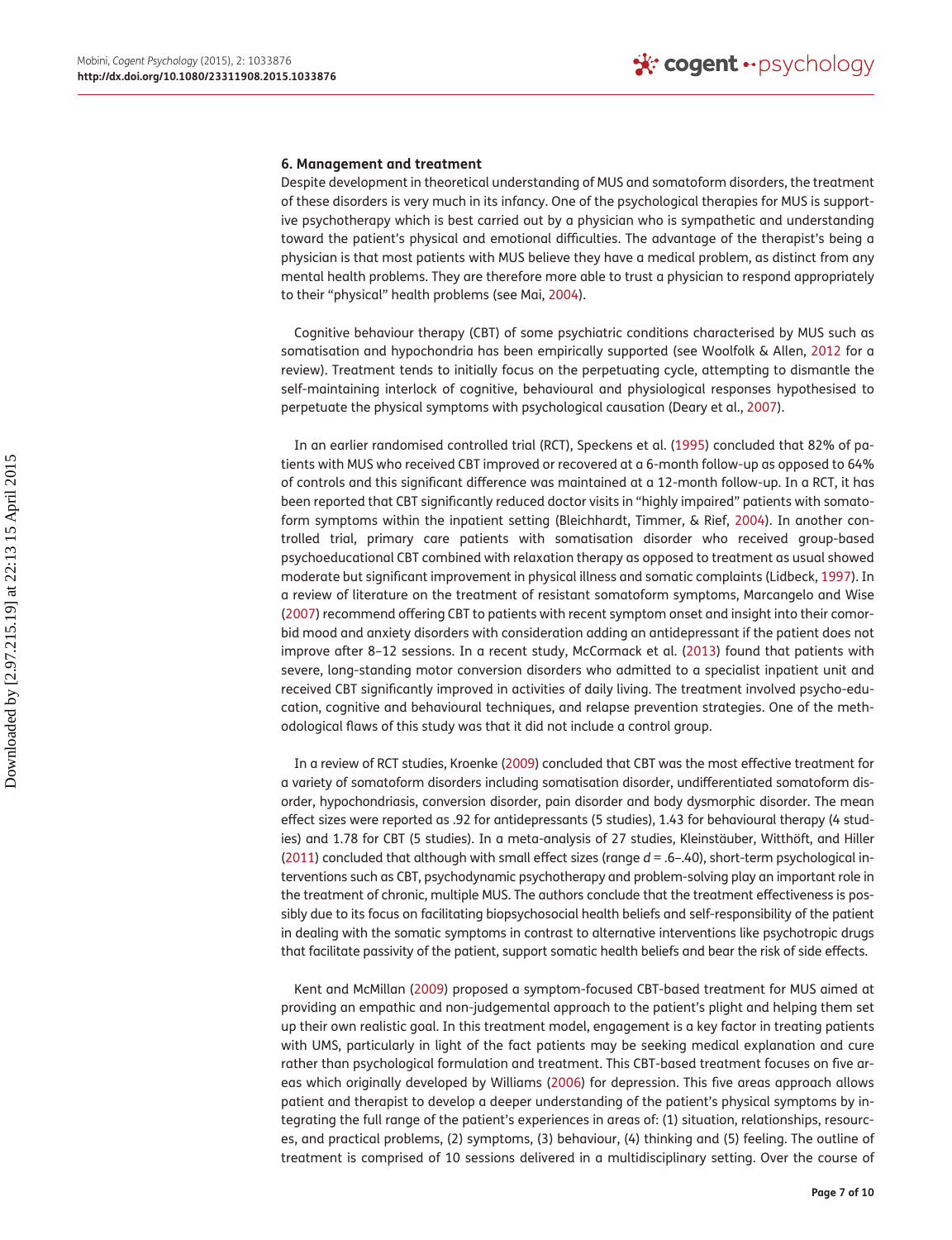### 6. Management and treatment

Despite development in theoretical understanding of MUS and somatoform disorders, the treatment of these disorders is very much in its infancy. One of the psychological therapies for MUS is supportive psychotherapy which is best carried out by a physician who is sympathetic and understanding toward the patient's physical and emotional difficulties. The advantage of the therapist's being a physician is that most patients with MUS believe they have a medical problem, as distinct from any mental health problems. They are therefore more able to trust a physician to respond appropriately to their "physical" health problems (see Mai, 2004).

Cognitive behaviour therapy (CBT) of some psychiatric conditions characterised by MUS such as somatisation and hypochondria has been empirically supported (see Woolfolk & Allen, 2012 for a review). Treatment tends to initially focus on the perpetuating cycle, attempting to dismantle the self-maintaining interlock of cognitive, behavioural and physiological responses hypothesised to perpetuate the physical symptoms with psychological causation (Deary et al., 2007).

In an earlier randomised controlled trial (RCT), Speckens et al. (1995) concluded that 82% of patients with MUS who received CBT improved or recovered at a 6-month follow-up as opposed to 64% of controls and this significant difference was maintained at a 12-month follow-up. In a RCT, it has been reported that CBT significantly reduced doctor visits in "highly impaired" patients with somatoform symptoms within the inpatient setting (Bleichhardt, Timmer, & Rief, 2004). In another controlled trial, primary care patients with somatisation disorder who received group-based psychoeducational CBT combined with relaxation therapy as opposed to treatment as usual showed moderate but significant improvement in physical illness and somatic complaints (Lidbeck, 1997). In a review of literature on the treatment of resistant somatoform symptoms, Marcangelo and Wise (2007) recommend offering CBT to patients with recent symptom onset and insight into their comorbid mood and anxiety disorders with consideration adding an antidepressant if the patient does not improve after 8–12 sessions. In a recent study, McCormack et al. (2013) found that patients with severe, long-standing motor conversion disorders who admitted to a specialist inpatient unit and received CBT significantly improved in activities of daily living. The treatment involved psycho-education, cognitive and behavioural techniques, and relapse prevention strategies. One of the methodological flaws of this study was that it did not include a control group.

In a review of RCT studies, Kroenke (2009) concluded that CBT was the most effective treatment for a variety of somatoform disorders including somatisation disorder, undifferentiated somatoform disorder, hypochondriasis, conversion disorder, pain disorder and body dysmorphic disorder. The mean effect sizes were reported as .92 for antidepressants (5 studies), 1.43 for behavioural therapy (4 studies) and 1.78 for CBT (5 studies). In a meta-analysis of 27 studies, Kleinstäuber, Witthöft, and Hiller (2011) concluded that although with small effect sizes (range $d$ = .6–.40), short-term psychological interventions such as CBT, psychodynamic psychotherapy and problem-solving play an important role in the treatment of chronic, multiple MUS. The authors conclude that the treatment effectiveness is possibly due to its focus on facilitating biopsychosocial health beliefs and self-responsibility of the patient in dealing with the somatic symptoms in contrast to alternative interventions like psychotropic drugs that facilitate passivity of the patient, support somatic health beliefs and bear the risk of side effects.

Kent and McMillan (2009) proposed a symptom-focused CBT-based treatment for MUS aimed at providing an empathic and non-judgemental approach to the patient's plight and helping them set up their own realistic goal. In this treatment model, engagement is a key factor in treating patients with UMS, particularly in light of the fact patients may be seeking medical explanation and cure rather than psychological formulation and treatment. This CBT-based treatment focuses on five areas which originally developed by Williams (2006) for depression. This five areas approach allows patient and therapist to develop a deeper understanding of the patient's physical symptoms by integrating the full range of the patient's experiences in areas of: (1) situation, relationships, resources, and practical problems, (2) symptoms, (3) behaviour, (4) thinking and (5) feeling. The outline of treatment is comprised of 10 sessions delivered in a multidisciplinary setting. Over the course of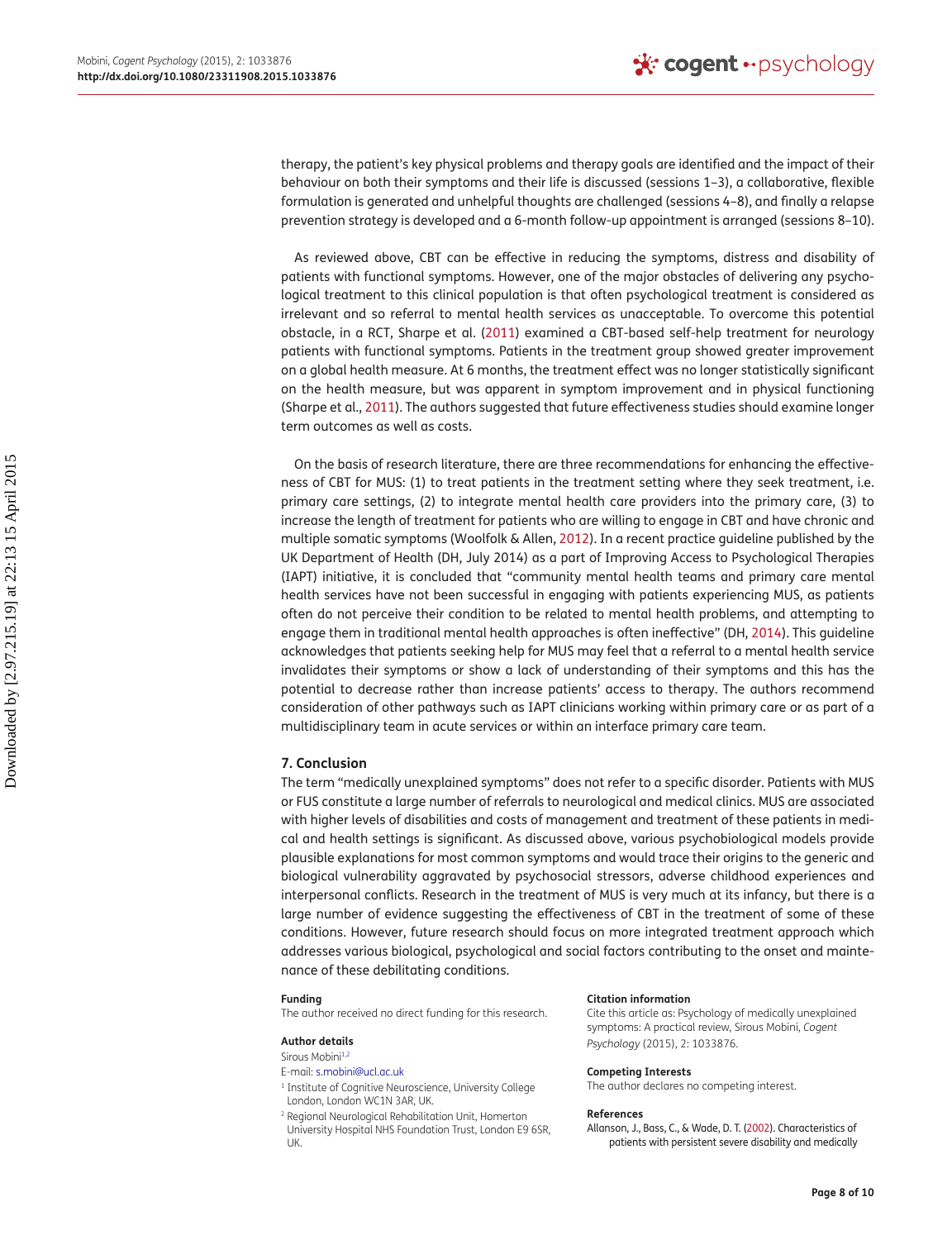therapy, the patient's key physical problems and therapy goals are identified and the impact of their behaviour on both their symptoms and their life is discussed (sessions 1–3), a collaborative, flexible formulation is generated and unhelpful thoughts are challenged (sessions 4–8), and finally a relapse prevention strategy is developed and a 6-month follow-up appointment is arranged (sessions 8–10).

As reviewed above, CBT can be effective in reducing the symptoms, distress and disability of patients with functional symptoms. However, one of the major obstacles of delivering any psychological treatment to this clinical population is that often psychological treatment is considered as irrelevant and so referral to mental health services as unacceptable. To overcome this potential obstacle, in a RCT, Sharpe et al. (2011) examined a CBT-based self-help treatment for neurology patients with functional symptoms. Patients in the treatment group showed greater improvement on a global health measure. At 6 months, the treatment effect was no longer statistically significant on the health measure, but was apparent in symptom improvement and in physical functioning (Sharpe et al., 2011). The authors suggested that future effectiveness studies should examine longer term outcomes as well as costs.

On the basis of research literature, there are three recommendations for enhancing the effectiveness of CBT for MUS: (1) to treat patients in the treatment setting where they seek treatment, i.e. primary care settings, (2) to integrate mental health care providers into the primary care, (3) to increase the length of treatment for patients who are willing to engage in CBT and have chronic and multiple somatic symptoms (Woolfolk & Allen, 2012). In a recent practice guideline published by the UK Department of Health (DH, July 2014) as a part of Improving Access to Psychological Therapies (IAPT) initiative, it is concluded that "community mental health teams and primary care mental health services have not been successful in engaging with patients experiencing MUS, as patients often do not perceive their condition to be related to mental health problems, and attempting to engage them in traditional mental health approaches is often ineffective" (DH, 2014). This guideline acknowledges that patients seeking help for MUS may feel that a referral to a mental health service invalidates their symptoms or show a lack of understanding of their symptoms and this has the potential to decrease rather than increase patients' access to therapy. The authors recommend consideration of other pathways such as IAPT clinicians working within primary care or as part of a multidisciplinary team in acute services or within an interface primary care team.

## 7. Conclusion

The term "medically unexplained symptoms" does not refer to a specific disorder. Patients with MUS or FUS constitute a large number of referrals to neurological and medical clinics. MUS are associated with higher levels of disabilities and costs of management and treatment of these patients in medical and health settings is significant. As discussed above, various psychobiological models provide plausible explanations for most common symptoms and would trace their origins to the generic and biological vulnerability aggravated by psychosocial stressors, adverse childhood experiences and interpersonal conflicts. Research in the treatment of MUS is very much at its infancy, but there is a large number of evidence suggesting the effectiveness of CBT in the treatment of some of these conditions. However, future research should focus on more integrated treatment approach which addresses various biological, psychological and social factors contributing to the onset and maintenance of these debilitating conditions.

**Funding**
The author received no direct funding for this research.

**Author details**
Sirous Mobini[1,2]
E-mail: s.mobini@ucl.ac.uk
[1] Institute of Cognitive Neuroscience, University College London, London WC1N 3AR, UK.
[2] Regional Neurological Rehabilitation Unit, Homerton University Hospital NHS Foundation Trust, London E9 6SR, UK.

**Citation information**
Cite this article as: Psychology of medically unexplained symptoms: A practical review, Sirous Mobini, *Cogent Psychology* (2015), 2: 1033876.

**Competing Interests**
The author declares no competing interest.

**References**

Allanson, J., Bass, C., & Wade, D. T. (2002). Characteristics of patients with persistent severe disability and medically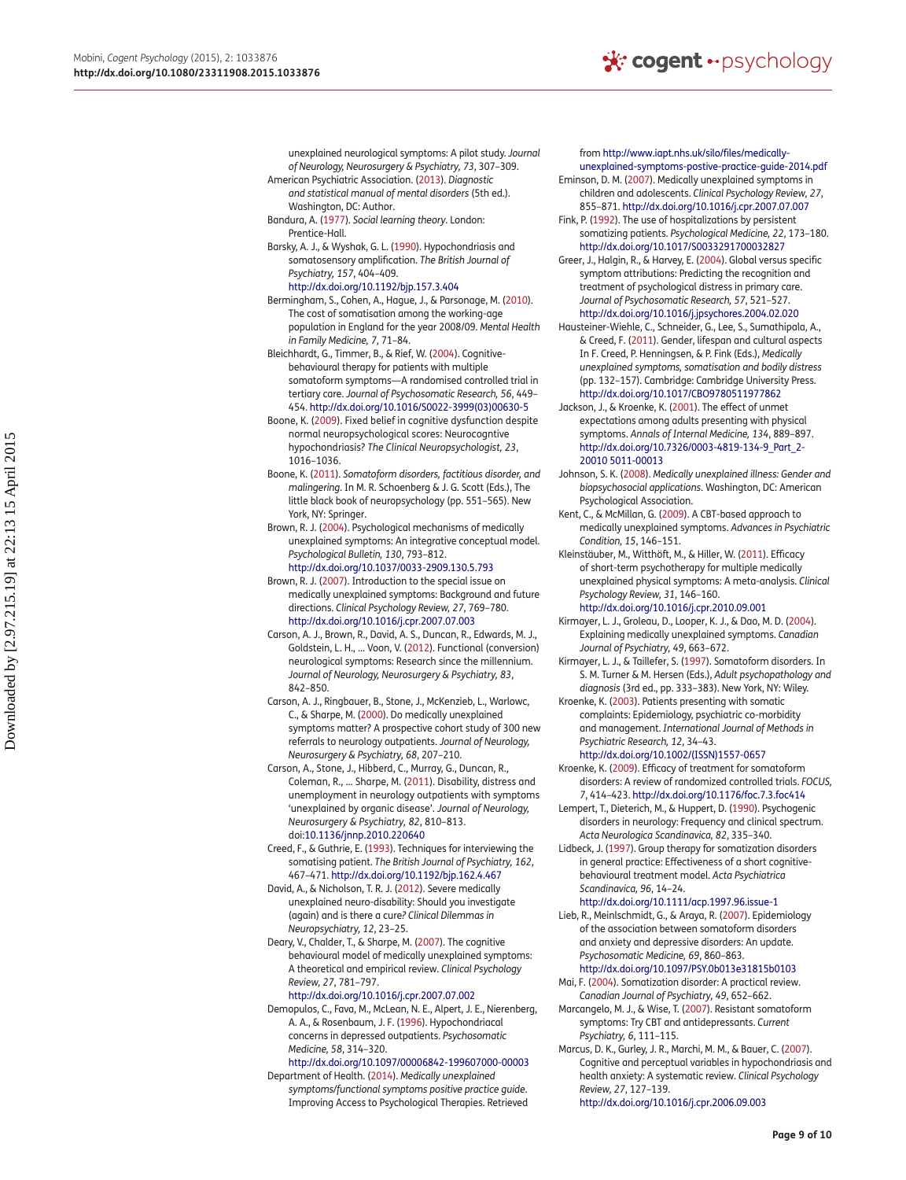unexplained neurological symptoms: A pilot study. *Journal of Neurology, Neurosurgery & Psychiatry, 73*, 307–309.

American Psychiatric Association. (2013). *Diagnostic and statistical manual of mental disorders* (5th ed.). Washington, DC: Author.

Bandura, A. (1977). *Social learning theory*. London: Prentice-Hall.

Barsky, A. J., & Wyshak, G. L. (1990). Hypochondriasis and somatosensory amplification. *The British Journal of Psychiatry, 157*, 404–409. http://dx.doi.org/10.1192/bjp.157.3.404

Bermingham, S., Cohen, A., Hague, J., & Parsonage, M. (2010). The cost of somatisation among the working-age population in England for the year 2008/09. *Mental Health in Family Medicine, 7*, 71–84.

Bleichhardt, G., Timmer, B., & Rief, W. (2004). Cognitive-behavioural therapy for patients with multiple somatoform symptoms—A randomised controlled trial in tertiary care. *Journal of Psychosomatic Research, 56*, 449–454. http://dx.doi.org/10.1016/S0022-3999(03)00630-5

Boone, K. (2009). Fixed belief in cognitive dysfunction despite normal neuropsychological scores: Neurocogntive hypochondriasis? *The Clinical Neuropsychologist, 23*, 1016–1036.

Boone, K. (2011). *Somatoform disorders, factitious disorder, and malingering*. In M. R. Schoenberg & J. G. Scott (Eds.), The little black book of neuropsychology (pp. 551–565). New York, NY: Springer.

Brown, R. J. (2004). Psychological mechanisms of medically unexplained symptoms: An integrative conceptual model. *Psychological Bulletin, 130*, 793–812. http://dx.doi.org/10.1037/0033-2909.130.5.793

Brown, R. J. (2007). Introduction to the special issue on medically unexplained symptoms: Background and future directions. *Clinical Psychology Review, 27*, 769–780. http://dx.doi.org/10.1016/j.cpr.2007.07.003

Carson, A. J., Brown, R., David, A. S., Duncan, R., Edwards, M. J., Goldstein, L. H., … Voon, V. (2012). Functional (conversion) neurological symptoms: Research since the millennium. *Journal of Neurology, Neurosurgery & Psychiatry, 83*, 842–850.

Carson, A. J., Ringbauer, B., Stone, J., McKenzieb, L., Warlowc, C., & Sharpe, M. (2000). Do medically unexplained symptoms matter? A prospective cohort study of 300 new referrals to neurology outpatients. *Journal of Neurology, Neurosurgery & Psychiatry, 68*, 207–210.

Carson, A., Stone, J., Hibberd, C., Murray, G., Duncan, R., Coleman, R., … Sharpe, M. (2011). Disability, distress and unemployment in neurology outpatients with symptoms 'unexplained by organic disease'. *Journal of Neurology, Neurosurgery & Psychiatry, 82*, 810–813. doi:10.1136/jnnp.2010.220640

Creed, F., & Guthrie, E. (1993). Techniques for interviewing the somatising patient. *The British Journal of Psychiatry, 162*, 467–471. http://dx.doi.org/10.1192/bjp.162.4.467

David, A., & Nicholson, T. R. J. (2012). Severe medically unexplained neuro-disability: Should you investigate (again) and is there a cure? *Clinical Dilemmas in Neuropsychiatry, 12*, 23–25.

Deary, V., Chalder, T., & Sharpe, M. (2007). The cognitive behavioural model of medically unexplained symptoms: A theoretical and empirical review. *Clinical Psychology Review, 27*, 781–797. http://dx.doi.org/10.1016/j.cpr.2007.07.002

Demopulos, C., Fava, M., McLean, N. E., Alpert, J. E., Nierenberg, A. A., & Rosenbaum, J. F. (1996). Hypochondriacal concerns in depressed outpatients. *Psychosomatic Medicine, 58*, 314–320. http://dx.doi.org/10.1097/00006842-199607000-00003

Department of Health. (2014). *Medically unexplained symptoms/functional symptoms positive practice guide*. Improving Access to Psychological Therapies. Retrieved from http://www.iapt.nhs.uk/silo/files/medically-unexplained-symptoms-postive-practice-guide-2014.pdf

Eminson, D. M. (2007). Medically unexplained symptoms in children and adolescents. *Clinical Psychology Review, 27*, 855–871. http://dx.doi.org/10.1016/j.cpr.2007.07.007

Fink, P. (1992). The use of hospitalizations by persistent somatizing patients. *Psychological Medicine, 22*, 173–180. http://dx.doi.org/10.1017/S0033291700032827

Greer, J., Halgin, R., & Harvey, E. (2004). Global versus specific symptom attributions: Predicting the recognition and treatment of psychological distress in primary care. *Journal of Psychosomatic Research, 57*, 521–527. http://dx.doi.org/10.1016/j.jpsychores.2004.02.020

Hausteiner-Wiehle, C., Schneider, G., Lee, S., Sumathipala, A., & Creed, F. (2011). Gender, lifespan and cultural aspects In F. Creed, P. Henningsen, & P. Fink (Eds.), *Medically unexplained symptoms, somatisation and bodily distress* (pp. 132–157). Cambridge: Cambridge University Press. http://dx.doi.org/10.1017/CBO9780511977862

Jackson, J., & Kroenke, K. (2001). The effect of unmet expectations among adults presenting with physical symptoms. *Annals of Internal Medicine, 134*, 889–897. http://dx.doi.org/10.7326/0003-4819-134-9_Part_2-20010 5011-00013

Johnson, S. K. (2008). *Medically unexplained illness: Gender and biopsychosocial applications*. Washington, DC: American Psychological Association.

Kent, C., & McMillan, G. (2009). A CBT-based approach to medically unexplained symptoms. *Advances in Psychiatric Condition, 15*, 146–151.

Kleinstäuber, M., Witthöft, M., & Hiller, W. (2011). Efficacy of short-term psychotherapy for multiple medically unexplained physical symptoms: A meta-analysis. *Clinical Psychology Review, 31*, 146–160. http://dx.doi.org/10.1016/j.cpr.2010.09.001

Kirmayer, L. J., Groleau, D., Looper, K. J., & Dao, M. D. (2004). Explaining medically unexplained symptoms. *Canadian Journal of Psychiatry, 49*, 663–672.

Kirmayer, L. J., & Taillefer, S. (1997). Somatoform disorders. In S. M. Turner & M. Hersen (Eds.), *Adult psychopathology and diagnosis* (3rd ed., pp. 333–383). New York, NY: Wiley.

Kroenke, K. (2003). Patients presenting with somatic complaints: Epidemiology, psychiatric co-morbidity and management. *International Journal of Methods in Psychiatric Research, 12*, 34–43. http://dx.doi.org/10.1002/(ISSN)1557-0657

Kroenke, K. (2009). Efficacy of treatment for somatoform disorders: A review of randomized controlled trials. *FOCUS, 7*, 414–423. http://dx.doi.org/10.1176/foc.7.3.foc414

Lempert, T., Dieterich, M., & Huppert, D. (1990). Psychogenic disorders in neurology: Frequency and clinical spectrum. *Acta Neurologica Scandinavica, 82*, 335–340.

Lidbeck, J. (1997). Group therapy for somatization disorders in general practice: Effectiveness of a short cognitive-behavioural treatment model. *Acta Psychiatrica Scandinavica, 96*, 14–24. http://dx.doi.org/10.1111/acp.1997.96.issue-1

Lieb, R., Meinlschmidt, G., & Araya, R. (2007). Epidemiology of the association between somatoform disorders and anxiety and depressive disorders: An update. *Psychosomatic Medicine, 69*, 860–863. http://dx.doi.org/10.1097/PSY.0b013e31815b0103

Mai, F. (2004). Somatization disorder: A practical review. *Canadian Journal of Psychiatry, 49*, 652–662.

Marcangelo, M. J., & Wise, T. (2007). Resistant somatoform symptoms: Try CBT and antidepressants. *Current Psychiatry, 6*, 111–115.

Marcus, D. K., Gurley, J. R., Marchi, M. M., & Bauer, C. (2007). Cognitive and perceptual variables in hypochondriasis and health anxiety: A systematic review. *Clinical Psychology Review, 27*, 127–139. http://dx.doi.org/10.1016/j.cpr.2006.09.003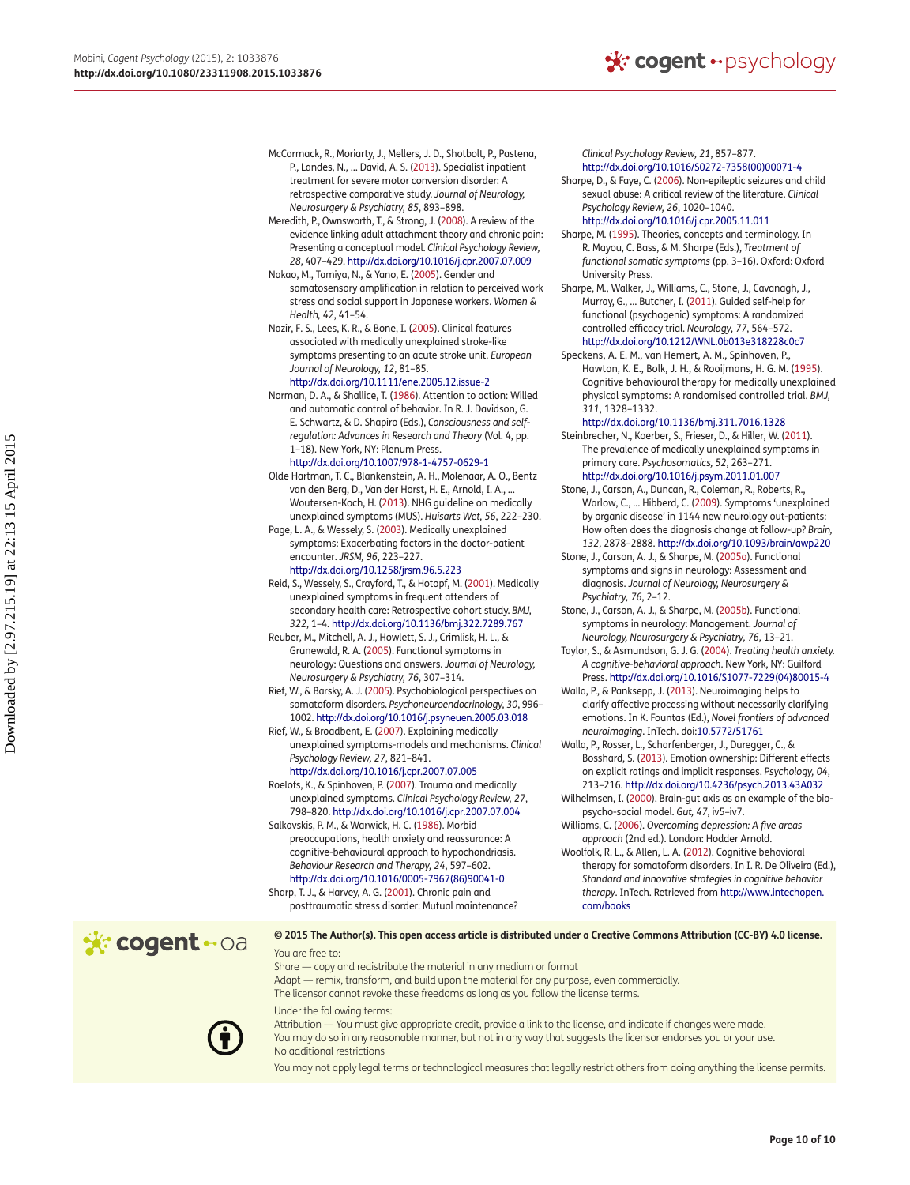McCormack, R., Moriarty, J., Mellers, J. D., Shotbolt, P., Pastena, P., Landes, N., ... David, A. S. (2013). Specialist inpatient treatment for severe motor conversion disorder: A retrospective comparative study. *Journal of Neurology, Neurosurgery & Psychiatry, 85*, 893–898.

Meredith, P., Ownsworth, T., & Strong, J. (2008). A review of the evidence linking adult attachment theory and chronic pain: Presenting a conceptual model. *Clinical Psychology Review, 28*, 407–429. http://dx.doi.org/10.1016/j.cpr.2007.07.009

Nakao, M., Tamiya, N., & Yano, E. (2005). Gender and somatosensory amplification in relation to perceived work stress and social support in Japanese workers. *Women & Health, 42*, 41–54.

Nazir, F. S., Lees, K. R., & Bone, I. (2005). Clinical features associated with medically unexplained stroke-like symptoms presenting to an acute stroke unit. *European Journal of Neurology, 12*, 81–85. http://dx.doi.org/10.1111/ene.2005.12.issue-2

Norman, D. A., & Shallice, T. (1986). Attention to action: Willed and automatic control of behavior. In R. J. Davidson, G. E. Schwartz, & D. Shapiro (Eds.), *Consciousness and self-regulation: Advances in Research and Theory* (Vol. 4, pp. 1–18). New York, NY: Plenum Press. http://dx.doi.org/10.1007/978-1-4757-0629-1

Olde Hartman, T. C., Blankenstein, A. H., Molenaar, A. O., Bentz van den Berg, D., Van der Horst, H. E., Arnold, I. A., ... Woutersen-Koch, H. (2013). NHG guideline on medically unexplained symptoms (MUS). *Huisarts Wet, 56*, 222–230.

Page, L. A., & Wessely, S. (2003). Medically unexplained symptoms: Exacerbating factors in the doctor-patient encounter. *JRSM, 96*, 223–227. http://dx.doi.org/10.1258/jrsm.96.5.223

Reid, S., Wessely, S., Crayford, T., & Hotopf, M. (2001). Medically unexplained symptoms in frequent attenders of secondary health care: Retrospective cohort study. *BMJ, 322*, 1–4. http://dx.doi.org/10.1136/bmj.322.7289.767

Reuber, M., Mitchell, A. J., Howlett, S. J., Crimlisk, H. L., & Grunewald, R. A. (2005). Functional symptoms in neurology: Questions and answers. *Journal of Neurology, Neurosurgery & Psychiatry, 76*, 307–314.

Rief, W., & Barsky, A. J. (2005). Psychobiological perspectives on somatoform disorders. *Psychoneuroendocrinology, 30*, 996–1002. http://dx.doi.org/10.1016/j.psyneuen.2005.03.018

Rief, W., & Broadbent, E. (2007). Explaining medically unexplained symptoms-models and mechanisms. *Clinical Psychology Review, 27*, 821–841. http://dx.doi.org/10.1016/j.cpr.2007.07.005

Roelofs, K., & Spinhoven, P. (2007). Trauma and medically unexplained symptoms. *Clinical Psychology Review, 27*, 798–820. http://dx.doi.org/10.1016/j.cpr.2007.07.004

Salkovskis, P. M., & Warwick, H. C. (1986). Morbid preoccupations, health anxiety and reassurance: A cognitive-behavioural approach to hypochondriasis. *Behaviour Research and Therapy, 24*, 597–602. http://dx.doi.org/10.1016/0005-7967(86)90041-0

Sharp, T. J., & Harvey, A. G. (2001). Chronic pain and posttraumatic stress disorder: Mutual maintenance? *Clinical Psychology Review, 21*, 857–877. http://dx.doi.org/10.1016/S0272-7358(00)00071-4

Sharpe, D., & Faye, C. (2006). Non-epileptic seizures and child sexual abuse: A critical review of the literature. *Clinical Psychology Review, 26*, 1020–1040. http://dx.doi.org/10.1016/j.cpr.2005.11.011

Sharpe, M. (1995). Theories, concepts and terminology. In R. Mayou, C. Bass, & M. Sharpe (Eds.), *Treatment of functional somatic symptoms* (pp. 3–16). Oxford: Oxford University Press.

Sharpe, M., Walker, J., Williams, C., Stone, J., Cavanagh, J., Murray, G., ... Butcher, I. (2011). Guided self-help for functional (psychogenic) symptoms: A randomized controlled efficacy trial. *Neurology, 77*, 564–572. http://dx.doi.org/10.1212/WNL.0b013e318228c0c7

Speckens, A. E. M., van Hemert, A. M., Spinhoven, P., Hawton, K. E., Bolk, J. H., & Rooijmans, H. G. M. (1995). Cognitive behavioural therapy for medically unexplained physical symptoms: A randomised controlled trial. *BMJ, 311*, 1328–1332. http://dx.doi.org/10.1136/bmj.311.7016.1328

Steinbrecher, N., Koerber, S., Frieser, D., & Hiller, W. (2011). The prevalence of medically unexplained symptoms in primary care. *Psychosomatics, 52*, 263–271. http://dx.doi.org/10.1016/j.psym.2011.01.007

Stone, J., Carson, A., Duncan, R., Coleman, R., Roberts, R., Warlow, C., ... Hibberd, C. (2009). Symptoms 'unexplained by organic disease' in 1144 new neurology out-patients: How often does the diagnosis change at follow-up? *Brain, 132*, 2878–2888. http://dx.doi.org/10.1093/brain/awp220

Stone, J., Carson, A. J., & Sharpe, M. (2005a). Functional symptoms and signs in neurology: Assessment and diagnosis. *Journal of Neurology, Neurosurgery & Psychiatry, 76*, 2–12.

Stone, J., Carson, A. J., & Sharpe, M. (2005b). Functional symptoms in neurology: Management. *Journal of Neurology, Neurosurgery & Psychiatry, 76*, 13–21.

Taylor, S., & Asmundson, G. J. G. (2004). *Treating health anxiety. A cognitive-behavioral approach*. New York, NY: Guilford Press. http://dx.doi.org/10.1016/S1077-7229(04)80015-4

Walla, P., & Panksepp, J. (2013). Neuroimaging helps to clarify affective processing without necessarily clarifying emotions. In K. Fountas (Ed.), *Novel frontiers of advanced neuroimaging*. InTech. doi:10.5772/51761

Walla, P., Rosser, L., Scharfenberger, J., Duregger, C., & Bosshard, S. (2013). Emotion ownership: Different effects on explicit ratings and implicit responses. *Psychology, 04*, 213–216. http://dx.doi.org/10.4236/psych.2013.43A032

Wilhelmsen, I. (2000). Brain-gut axis as an example of the bio-psycho-social model. *Gut, 47*, iv5–iv7.

Williams, C. (2006). *Overcoming depression: A five areas approach* (2nd ed.). London: Hodder Arnold.

Woolfolk, R. L., & Allen, L. A. (2012). Cognitive behavioral therapy for somatoform disorders. In I. R. De Oliveira (Ed.), *Standard and innovative strategies in cognitive behavior therapy*. InTech. Retrieved from http://www.intechopen.com/books

**© 2015 The Author(s). This open access article is distributed under a Creative Commons Attribution (CC-BY) 4.0 license.**

You are free to:
Share — copy and redistribute the material in any medium or format
Adapt — remix, transform, and build upon the material for any purpose, even commercially.
The licensor cannot revoke these freedoms as long as you follow the license terms.

Under the following terms:
Attribution — You must give appropriate credit, provide a link to the license, and indicate if changes were made.
You may do so in any reasonable manner, but not in any way that suggests the licensor endorses you or your use.
No additional restrictions

You may not apply legal terms or technological measures that legally restrict others from doing anything the license permits.